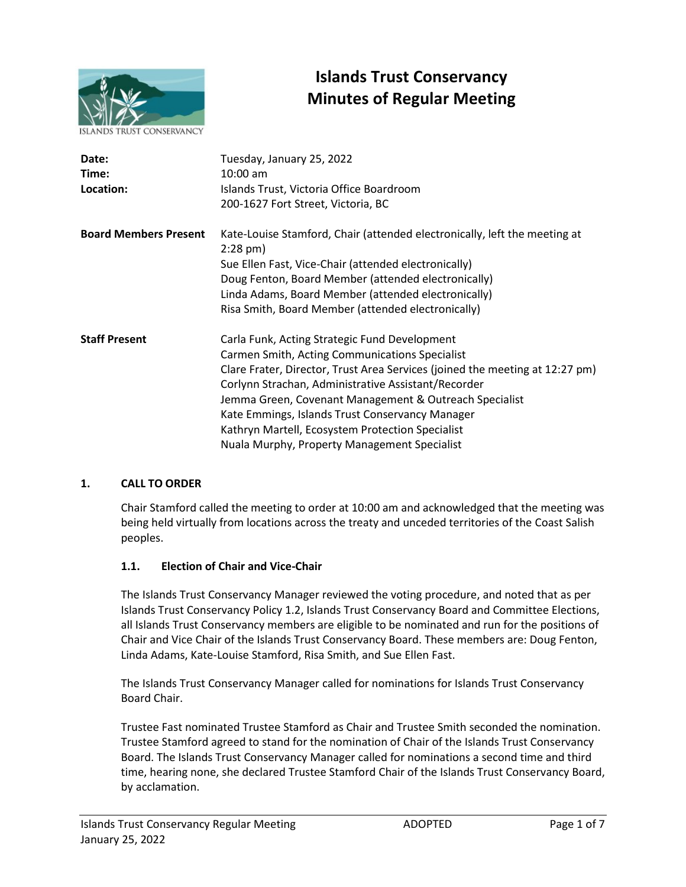# Islands Trust Conservancy
# Minutes of Regular Meeting

| | |
|---|---|
| **Date:** | Tuesday, January 25, 2022 |
| **Time:** | 10:00 am |
| **Location:** | Islands Trust, Victoria Office Boardroom<br>200-1627 Fort Street, Victoria, BC |
| **Board Members Present** | Kate-Louise Stamford, Chair (attended electronically, left the meeting at 2:28 pm)<br>Sue Ellen Fast, Vice-Chair (attended electronically)<br>Doug Fenton, Board Member (attended electronically)<br>Linda Adams, Board Member (attended electronically)<br>Risa Smith, Board Member (attended electronically) |
| **Staff Present** | Carla Funk, Acting Strategic Fund Development<br>Carmen Smith, Acting Communications Specialist<br>Clare Frater, Director, Trust Area Services (joined the meeting at 12:27 pm)<br>Corlynn Strachan, Administrative Assistant/Recorder<br>Jemma Green, Covenant Management & Outreach Specialist<br>Kate Emmings, Islands Trust Conservancy Manager<br>Kathryn Martell, Ecosystem Protection Specialist<br>Nuala Murphy, Property Management Specialist |

## 1. CALL TO ORDER

Chair Stamford called the meeting to order at 10:00 am and acknowledged that the meeting was being held virtually from locations across the treaty and unceded territories of the Coast Salish peoples.

### 1.1. Election of Chair and Vice-Chair

The Islands Trust Conservancy Manager reviewed the voting procedure, and noted that as per Islands Trust Conservancy Policy 1.2, Islands Trust Conservancy Board and Committee Elections, all Islands Trust Conservancy members are eligible to be nominated and run for the positions of Chair and Vice Chair of the Islands Trust Conservancy Board. These members are: Doug Fenton, Linda Adams, Kate-Louise Stamford, Risa Smith, and Sue Ellen Fast.

The Islands Trust Conservancy Manager called for nominations for Islands Trust Conservancy Board Chair.

Trustee Fast nominated Trustee Stamford as Chair and Trustee Smith seconded the nomination. Trustee Stamford agreed to stand for the nomination of Chair of the Islands Trust Conservancy Board. The Islands Trust Conservancy Manager called for nominations a second time and third time, hearing none, she declared Trustee Stamford Chair of the Islands Trust Conservancy Board, by acclamation.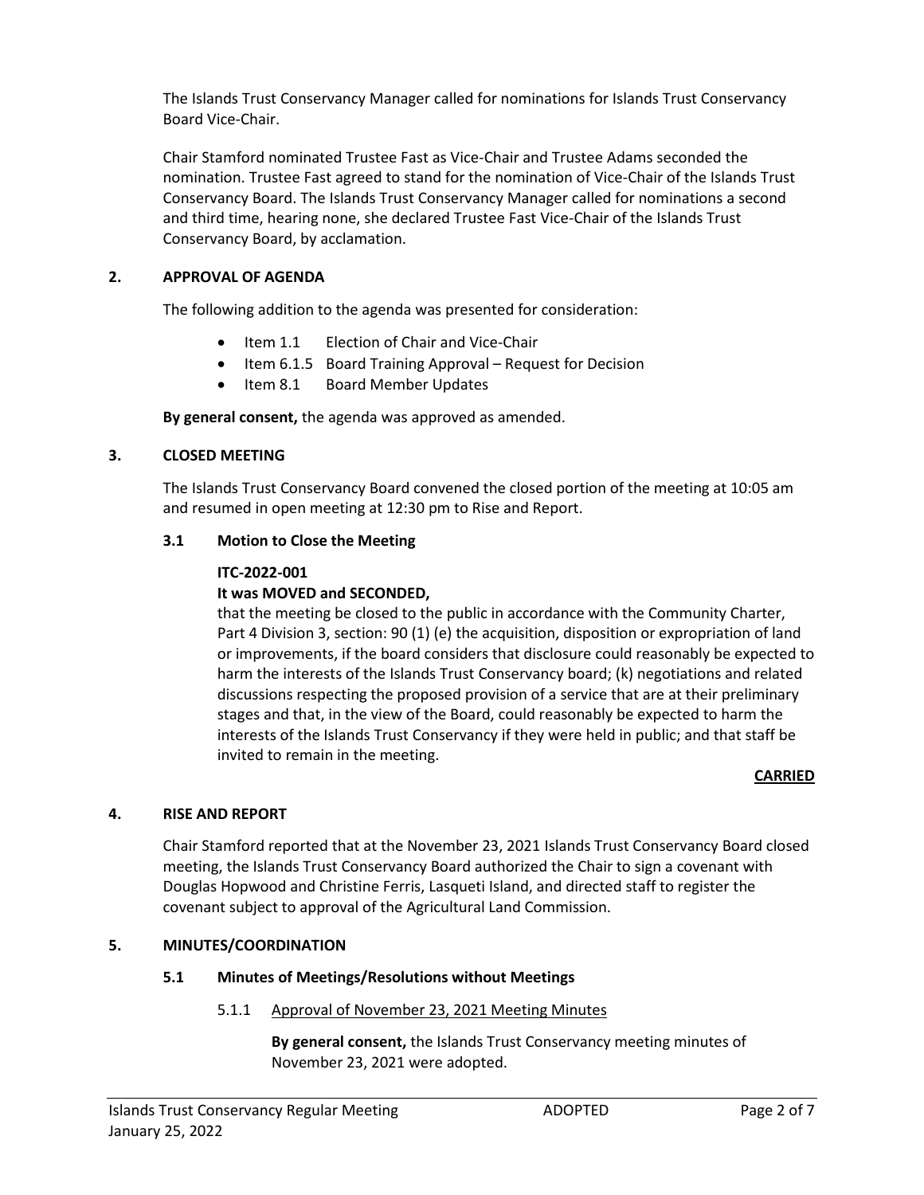The Islands Trust Conservancy Manager called for nominations for Islands Trust Conservancy Board Vice-Chair.

Chair Stamford nominated Trustee Fast as Vice-Chair and Trustee Adams seconded the nomination. Trustee Fast agreed to stand for the nomination of Vice-Chair of the Islands Trust Conservancy Board. The Islands Trust Conservancy Manager called for nominations a second and third time, hearing none, she declared Trustee Fast Vice-Chair of the Islands Trust Conservancy Board, by acclamation.

## 2. APPROVAL OF AGENDA

The following addition to the agenda was presented for consideration:

- Item 1.1 Election of Chair and Vice-Chair
- Item 6.1.5 Board Training Approval – Request for Decision
- Item 8.1 Board Member Updates

**By general consent,** the agenda was approved as amended.

## 3. CLOSED MEETING

The Islands Trust Conservancy Board convened the closed portion of the meeting at 10:05 am and resumed in open meeting at 12:30 pm to Rise and Report.

### 3.1 Motion to Close the Meeting

**ITC-2022-001**
**It was MOVED and SECONDED,**
that the meeting be closed to the public in accordance with the Community Charter, Part 4 Division 3, section: 90 (1) (e) the acquisition, disposition or expropriation of land or improvements, if the board considers that disclosure could reasonably be expected to harm the interests of the Islands Trust Conservancy board; (k) negotiations and related discussions respecting the proposed provision of a service that are at their preliminary stages and that, in the view of the Board, could reasonably be expected to harm the interests of the Islands Trust Conservancy if they were held in public; and that staff be invited to remain in the meeting.

**CARRIED**

## 4. RISE AND REPORT

Chair Stamford reported that at the November 23, 2021 Islands Trust Conservancy Board closed meeting, the Islands Trust Conservancy Board authorized the Chair to sign a covenant with Douglas Hopwood and Christine Ferris, Lasqueti Island, and directed staff to register the covenant subject to approval of the Agricultural Land Commission.

## 5. MINUTES/COORDINATION

### 5.1 Minutes of Meetings/Resolutions without Meetings

5.1.1 Approval of November 23, 2021 Meeting Minutes

**By general consent,** the Islands Trust Conservancy meeting minutes of November 23, 2021 were adopted.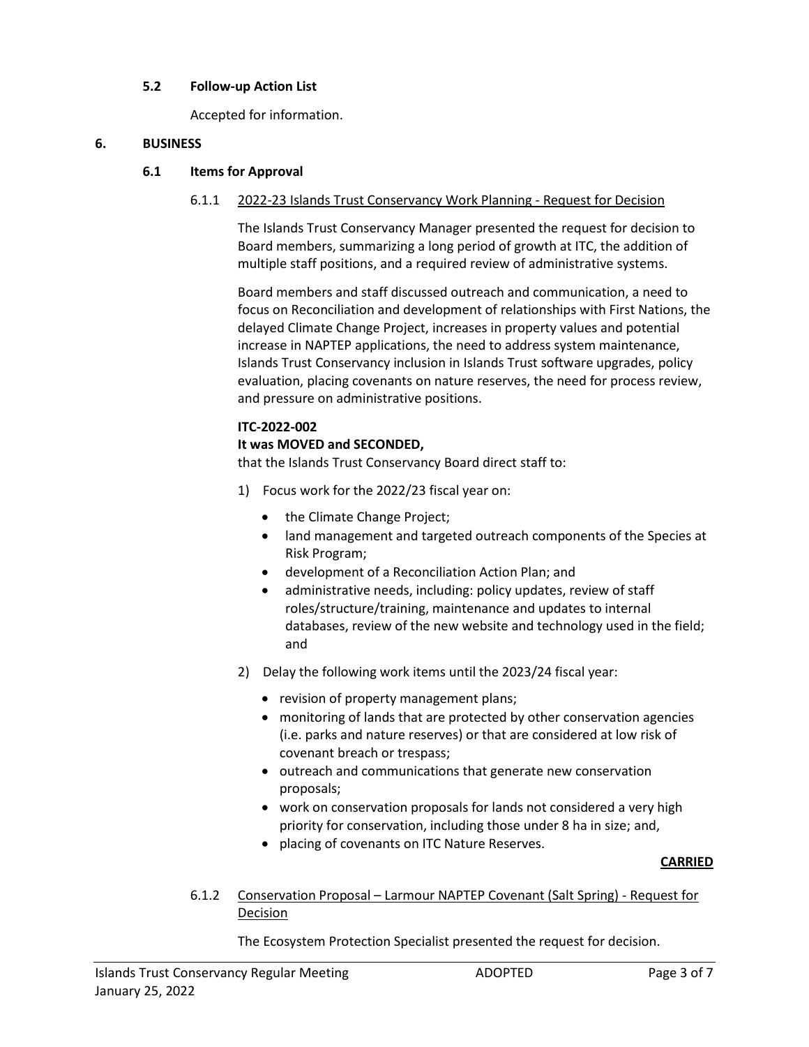### 5.2 Follow-up Action List

Accepted for information.

## 6. BUSINESS

### 6.1 Items for Approval

#### 6.1.1 2022-23 Islands Trust Conservancy Work Planning - Request for Decision

The Islands Trust Conservancy Manager presented the request for decision to Board members, summarizing a long period of growth at ITC, the addition of multiple staff positions, and a required review of administrative systems.

Board members and staff discussed outreach and communication, a need to focus on Reconciliation and development of relationships with First Nations, the delayed Climate Change Project, increases in property values and potential increase in NAPTEP applications, the need to address system maintenance, Islands Trust Conservancy inclusion in Islands Trust software upgrades, policy evaluation, placing covenants on nature reserves, the need for process review, and pressure on administrative positions.

**ITC-2022-002**
**It was MOVED and SECONDED,**
that the Islands Trust Conservancy Board direct staff to:

1) Focus work for the 2022/23 fiscal year on:
   - the Climate Change Project;
   - land management and targeted outreach components of the Species at Risk Program;
   - development of a Reconciliation Action Plan; and
   - administrative needs, including: policy updates, review of staff roles/structure/training, maintenance and updates to internal databases, review of the new website and technology used in the field; and
2) Delay the following work items until the 2023/24 fiscal year:
   - revision of property management plans;
   - monitoring of lands that are protected by other conservation agencies (i.e. parks and nature reserves) or that are considered at low risk of covenant breach or trespass;
   - outreach and communications that generate new conservation proposals;
   - work on conservation proposals for lands not considered a very high priority for conservation, including those under 8 ha in size; and,
   - placing of covenants on ITC Nature Reserves.

**CARRIED**

#### 6.1.2 Conservation Proposal – Larmour NAPTEP Covenant (Salt Spring) - Request for Decision

The Ecosystem Protection Specialist presented the request for decision.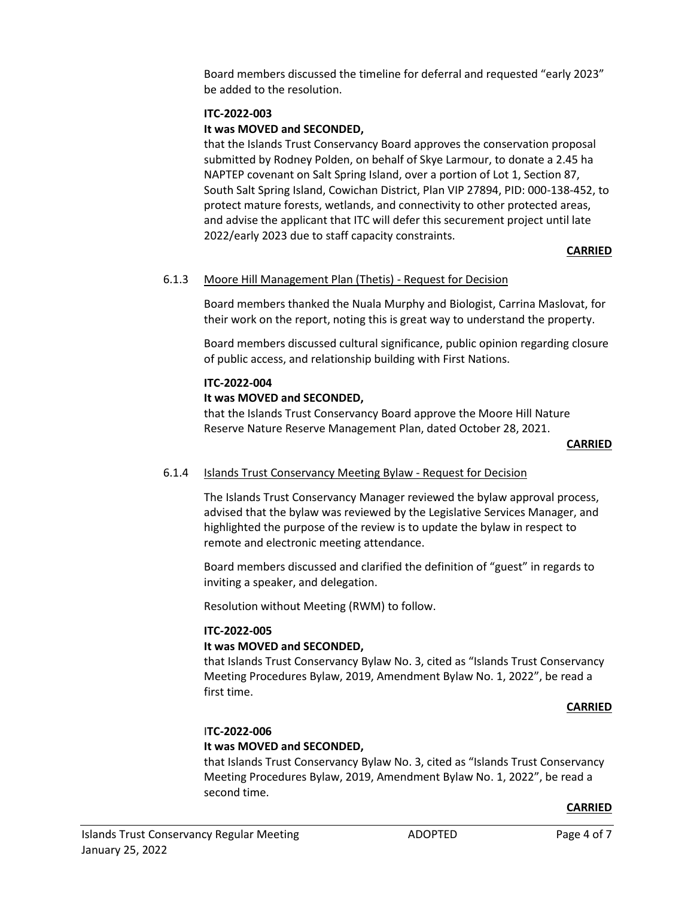Board members discussed the timeline for deferral and requested "early 2023" be added to the resolution.

**ITC-2022-003**

**It was MOVED and SECONDED,**

that the Islands Trust Conservancy Board approves the conservation proposal submitted by Rodney Polden, on behalf of Skye Larmour, to donate a 2.45 ha NAPTEP covenant on Salt Spring Island, over a portion of Lot 1, Section 87, South Salt Spring Island, Cowichan District, Plan VIP 27894, PID: 000-138-452, to protect mature forests, wetlands, and connectivity to other protected areas, and advise the applicant that ITC will defer this securement project until late 2022/early 2023 due to staff capacity constraints.

**CARRIED**

6.1.3 Moore Hill Management Plan (Thetis) - Request for Decision

Board members thanked the Nuala Murphy and Biologist, Carrina Maslovat, for their work on the report, noting this is great way to understand the property.

Board members discussed cultural significance, public opinion regarding closure of public access, and relationship building with First Nations.

**ITC-2022-004**

**It was MOVED and SECONDED,**

that the Islands Trust Conservancy Board approve the Moore Hill Nature Reserve Nature Reserve Management Plan, dated October 28, 2021.

**CARRIED**

6.1.4 Islands Trust Conservancy Meeting Bylaw - Request for Decision

The Islands Trust Conservancy Manager reviewed the bylaw approval process, advised that the bylaw was reviewed by the Legislative Services Manager, and highlighted the purpose of the review is to update the bylaw in respect to remote and electronic meeting attendance.

Board members discussed and clarified the definition of "guest" in regards to inviting a speaker, and delegation.

Resolution without Meeting (RWM) to follow.

**ITC-2022-005**

**It was MOVED and SECONDED,**

that Islands Trust Conservancy Bylaw No. 3, cited as "Islands Trust Conservancy Meeting Procedures Bylaw, 2019, Amendment Bylaw No. 1, 2022", be read a first time.

**CARRIED**

I**TC-2022-006**

**It was MOVED and SECONDED,**

that Islands Trust Conservancy Bylaw No. 3, cited as "Islands Trust Conservancy Meeting Procedures Bylaw, 2019, Amendment Bylaw No. 1, 2022", be read a second time.

**CARRIED**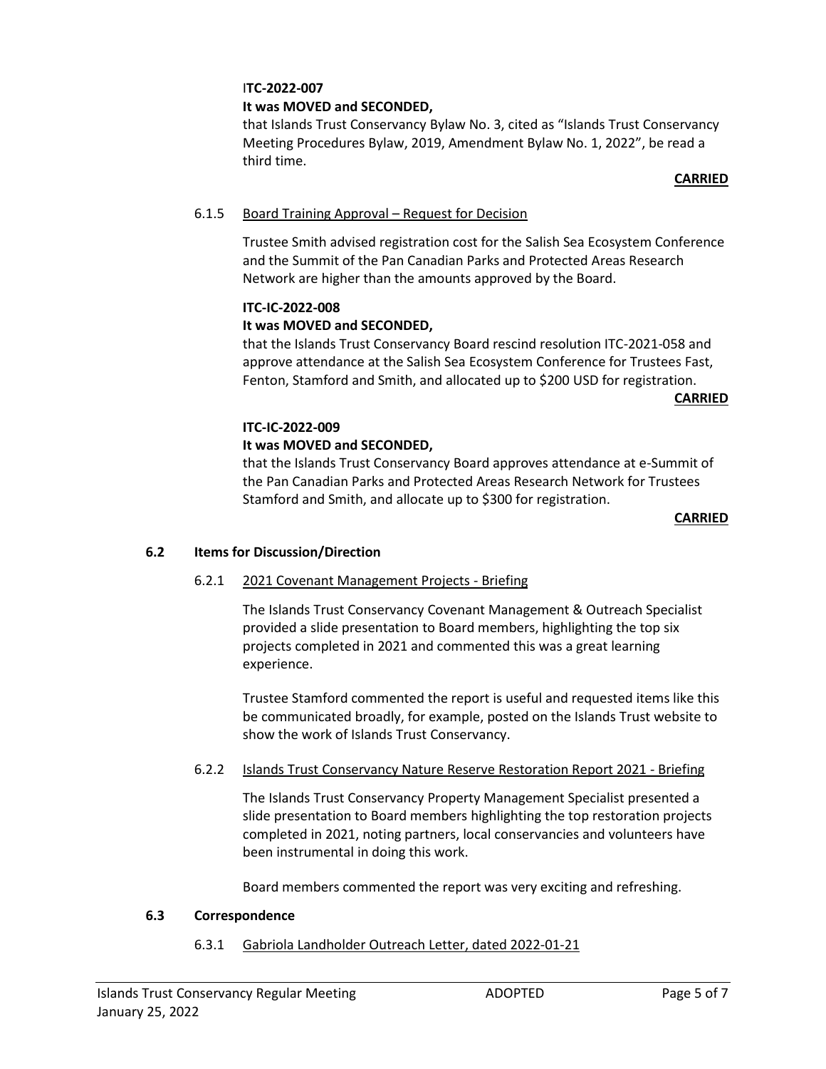**ITC-2022-007**

**It was MOVED and SECONDED,**

that Islands Trust Conservancy Bylaw No. 3, cited as "Islands Trust Conservancy Meeting Procedures Bylaw, 2019, Amendment Bylaw No. 1, 2022", be read a third time.

**CARRIED**

6.1.5 Board Training Approval – Request for Decision

Trustee Smith advised registration cost for the Salish Sea Ecosystem Conference and the Summit of the Pan Canadian Parks and Protected Areas Research Network are higher than the amounts approved by the Board.

**ITC-IC-2022-008**

**It was MOVED and SECONDED,**

that the Islands Trust Conservancy Board rescind resolution ITC-2021-058 and approve attendance at the Salish Sea Ecosystem Conference for Trustees Fast, Fenton, Stamford and Smith, and allocated up to $200 USD for registration.

**CARRIED**

**ITC-IC-2022-009**

**It was MOVED and SECONDED,**

that the Islands Trust Conservancy Board approves attendance at e-Summit of the Pan Canadian Parks and Protected Areas Research Network for Trustees Stamford and Smith, and allocate up to $300 for registration.

**CARRIED**

## 6.2 Items for Discussion/Direction

6.2.1 2021 Covenant Management Projects - Briefing

The Islands Trust Conservancy Covenant Management & Outreach Specialist provided a slide presentation to Board members, highlighting the top six projects completed in 2021 and commented this was a great learning experience.

Trustee Stamford commented the report is useful and requested items like this be communicated broadly, for example, posted on the Islands Trust website to show the work of Islands Trust Conservancy.

6.2.2 Islands Trust Conservancy Nature Reserve Restoration Report 2021 - Briefing

The Islands Trust Conservancy Property Management Specialist presented a slide presentation to Board members highlighting the top restoration projects completed in 2021, noting partners, local conservancies and volunteers have been instrumental in doing this work.

Board members commented the report was very exciting and refreshing.

## 6.3 Correspondence

6.3.1 Gabriola Landholder Outreach Letter, dated 2022-01-21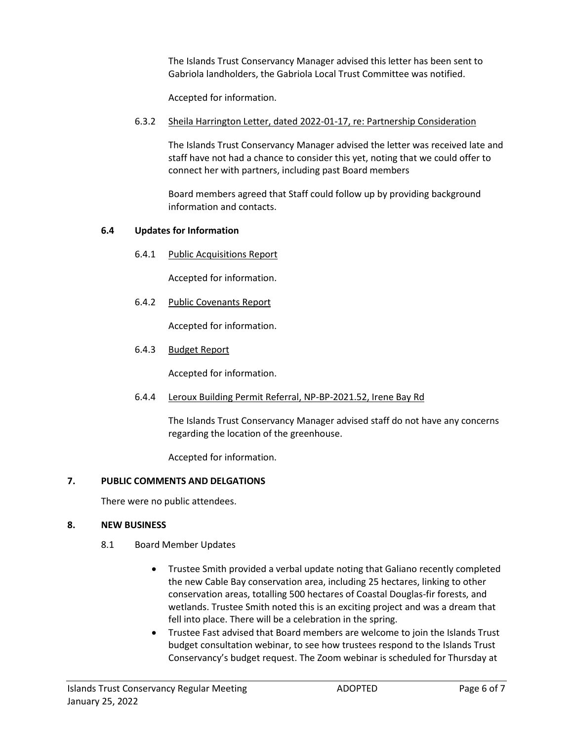The Islands Trust Conservancy Manager advised this letter has been sent to Gabriola landholders, the Gabriola Local Trust Committee was notified.

Accepted for information.

6.3.2 Sheila Harrington Letter, dated 2022-01-17, re: Partnership Consideration

The Islands Trust Conservancy Manager advised the letter was received late and staff have not had a chance to consider this yet, noting that we could offer to connect her with partners, including past Board members

Board members agreed that Staff could follow up by providing background information and contacts.

### 6.4 Updates for Information

6.4.1 Public Acquisitions Report

Accepted for information.

6.4.2 Public Covenants Report

Accepted for information.

6.4.3 Budget Report

Accepted for information.

6.4.4 Leroux Building Permit Referral, NP-BP-2021.52, Irene Bay Rd

The Islands Trust Conservancy Manager advised staff do not have any concerns regarding the location of the greenhouse.

Accepted for information.

## 7. PUBLIC COMMENTS AND DELGATIONS

There were no public attendees.

## 8. NEW BUSINESS

8.1 Board Member Updates

- Trustee Smith provided a verbal update noting that Galiano recently completed the new Cable Bay conservation area, including 25 hectares, linking to other conservation areas, totalling 500 hectares of Coastal Douglas-fir forests, and wetlands. Trustee Smith noted this is an exciting project and was a dream that fell into place. There will be a celebration in the spring.
- Trustee Fast advised that Board members are welcome to join the Islands Trust budget consultation webinar, to see how trustees respond to the Islands Trust Conservancy's budget request. The Zoom webinar is scheduled for Thursday at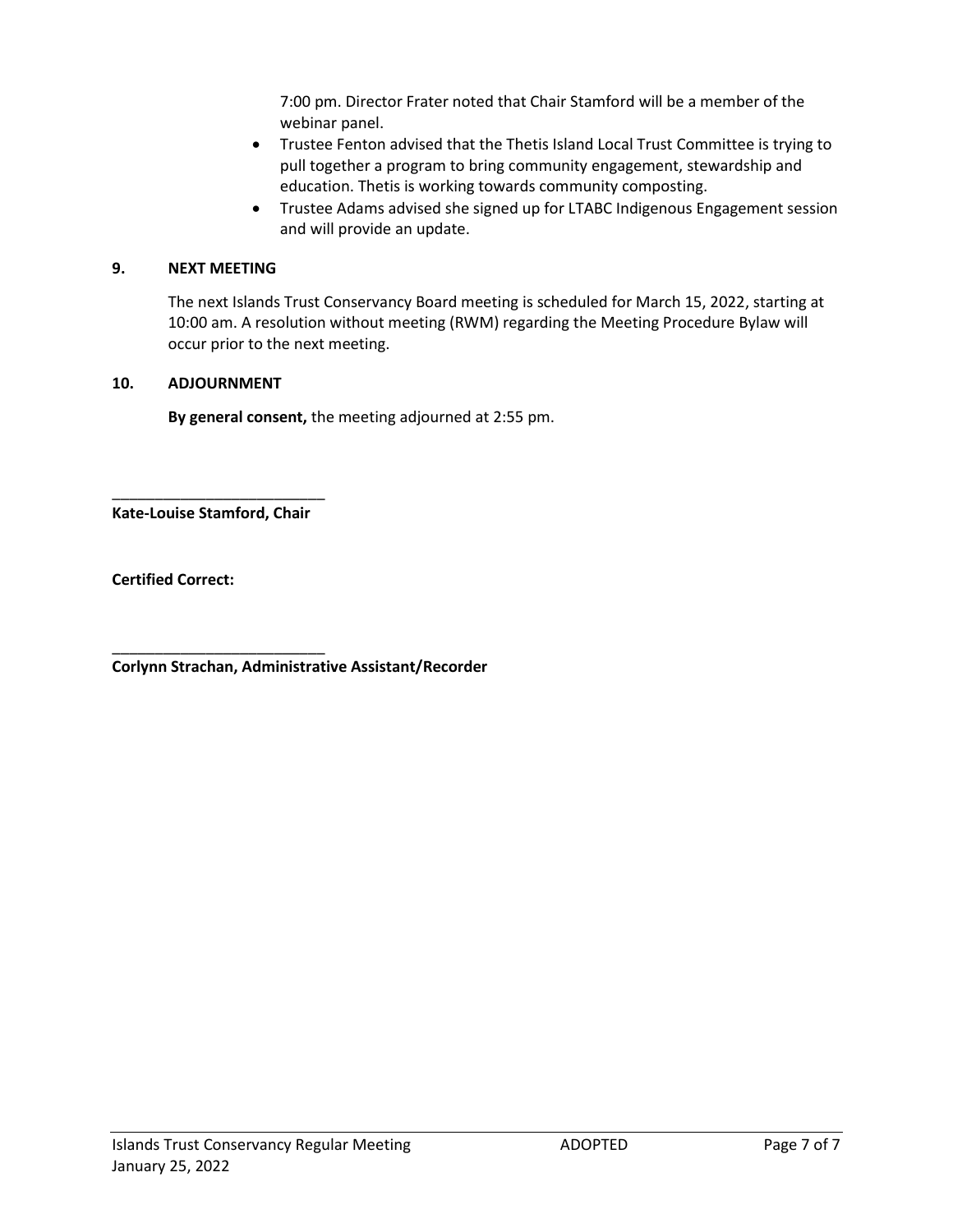7:00 pm. Director Frater noted that Chair Stamford will be a member of the webinar panel.

- Trustee Fenton advised that the Thetis Island Local Trust Committee is trying to pull together a program to bring community engagement, stewardship and education. Thetis is working towards community composting.
- Trustee Adams advised she signed up for LTABC Indigenous Engagement session and will provide an update.

## 9. NEXT MEETING

The next Islands Trust Conservancy Board meeting is scheduled for March 15, 2022, starting at 10:00 am. A resolution without meeting (RWM) regarding the Meeting Procedure Bylaw will occur prior to the next meeting.

## 10. ADJOURNMENT

**By general consent,** the meeting adjourned at 2:55 pm.

__________________________
**Kate-Louise Stamford, Chair**

**Certified Correct:**

__________________________
**Corlynn Strachan, Administrative Assistant/Recorder**